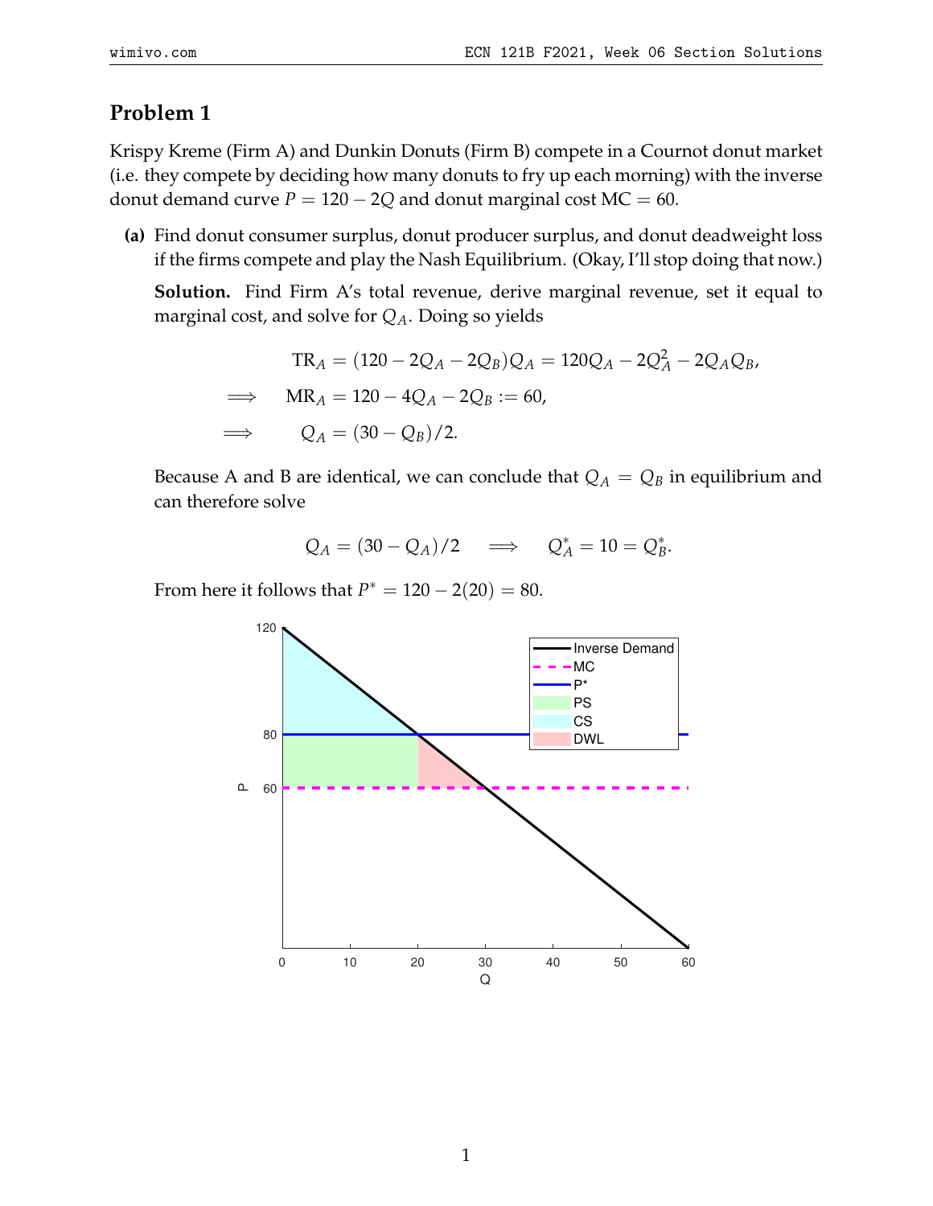## Problem 1

Krispy Kreme (Firm A) and Dunkin Donuts (Firm B) compete in a Cournot donut market (i.e. they compete by deciding how many donuts to fry up each morning) with the inverse donut demand curve $P = 120 - 2Q$ and donut marginal cost $\text{MC} = 60$.

**(a)** Find donut consumer surplus, donut producer surplus, and donut deadweight loss if the firms compete and play the Nash Equilibrium. (Okay, I'll stop doing that now.)

**Solution.** Find Firm A's total revenue, derive marginal revenue, set it equal to marginal cost, and solve for $Q_A$. Doing so yields

$$\begin{aligned}
\text{TR}_A &= (120 - 2Q_A - 2Q_B)Q_A = 120Q_A - 2Q_A^2 - 2Q_AQ_B, \\
\implies \quad \text{MR}_A &= 120 - 4Q_A - 2Q_B := 60, \\
\implies \quad Q_A &= (30 - Q_B)/2.
\end{aligned}$$

Because A and B are identical, we can conclude that $Q_A = Q_B$ in equilibrium and can therefore solve

$$Q_A = (30 - Q_A)/2 \quad \implies \quad Q_A^* = 10 = Q_B^*.$$

From here it follows that $P^* = 120 - 2(20) = 80$.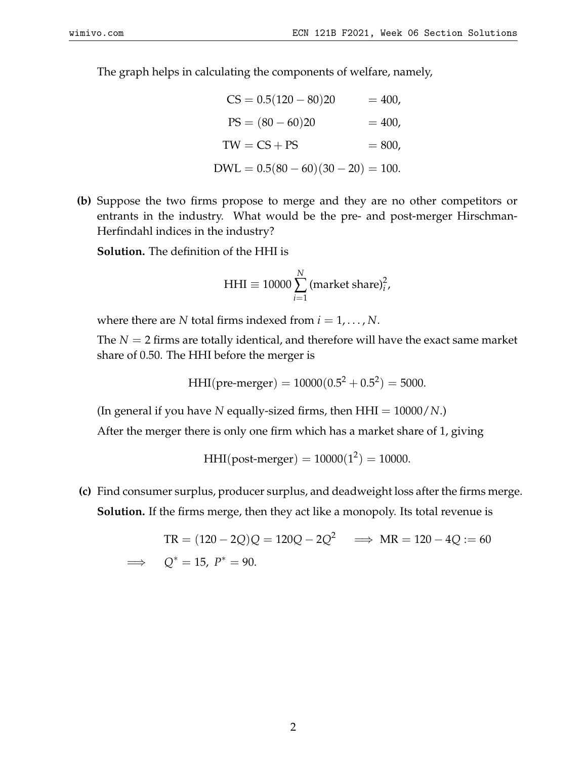The graph helps in calculating the components of welfare, namely,

$$
\begin{aligned}
\text{CS} &= 0.5(120-80)20 &&= 400, \\
\text{PS} &= (80-60)20 &&= 400, \\
\text{TW} &= \text{CS} + \text{PS} &&= 800, \\
\text{DWL} &= 0.5(80-60)(30-20) &&= 100.
\end{aligned}
$$

**(b)** Suppose the two firms propose to merge and they are no other competitors or entrants in the industry. What would be the pre- and post-merger Hirschman-Herfindahl indices in the industry?

**Solution.** The definition of the HHI is

$$
\text{HHI} \equiv 10000 \sum_{i=1}^{N} (\text{market share})_i^2,
$$

where there are $N$ total firms indexed from $i = 1, \ldots, N$.

The $N = 2$ firms are totally identical, and therefore will have the exact same market share of 0.50. The HHI before the merger is

$$
\text{HHI(pre-merger)} = 10000(0.5^2 + 0.5^2) = 5000.
$$

(In general if you have $N$ equally-sized firms, then $\text{HHI} = 10000/N$.)

After the merger there is only one firm which has a market share of 1, giving

$$
\text{HHI(post-merger)} = 10000(1^2) = 10000.
$$

**(c)** Find consumer surplus, producer surplus, and deadweight loss after the firms merge.

**Solution.** If the firms merge, then they act like a monopoly. Its total revenue is

$$
\begin{aligned}
&\text{TR} = (120 - 2Q)Q = 120Q - 2Q^2 \quad \Longrightarrow \text{ MR} = 120 - 4Q := 60 \\
\Longrightarrow \quad & Q^* = 15,\ P^* = 90.
\end{aligned}
$$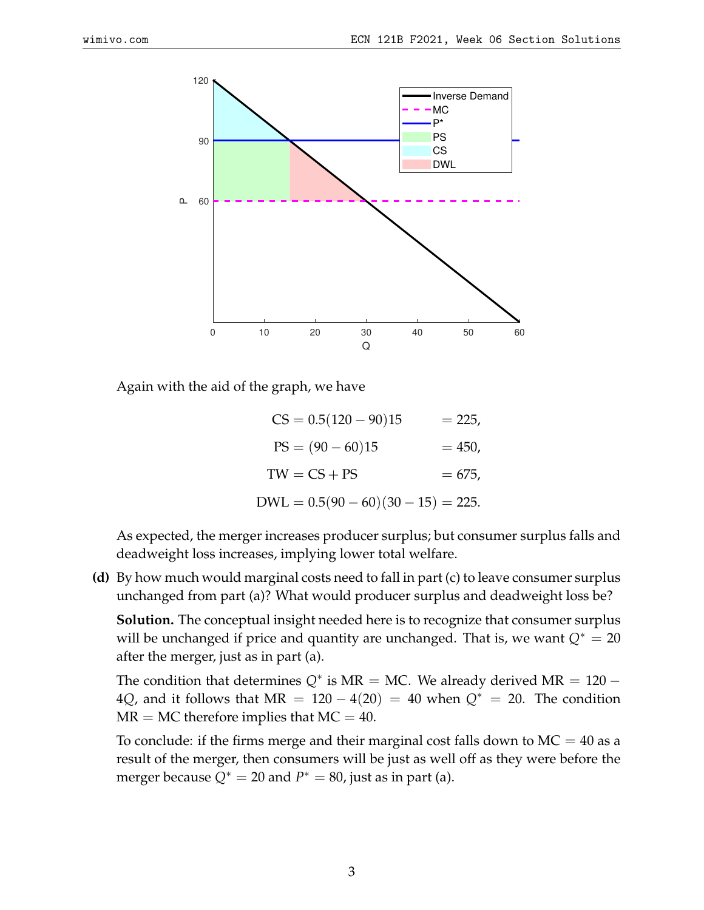Again with the aid of the graph, we have

$$\begin{aligned}
\text{CS} &= 0.5(120-90)15 &&= 225, \\
\text{PS} &= (90-60)15 &&= 450, \\
\text{TW} &= \text{CS} + \text{PS} &&= 675, \\
\text{DWL} &= 0.5(90-60)(30-15) &&= 225.
\end{aligned}$$

As expected, the merger increases producer surplus; but consumer surplus falls and deadweight loss increases, implying lower total welfare.

**(d)** By how much would marginal costs need to fall in part (c) to leave consumer surplus unchanged from part (a)? What would producer surplus and deadweight loss be?

**Solution.** The conceptual insight needed here is to recognize that consumer surplus will be unchanged if price and quantity are unchanged. That is, we want $Q^* = 20$ after the merger, just as in part (a).

The condition that determines $Q^*$ is MR = MC. We already derived $\text{MR} = 120 - 4Q$, and it follows that $\text{MR} = 120 - 4(20) = 40$ when $Q^* = 20$. The condition MR = MC therefore implies that MC = 40.

To conclude: if the firms merge and their marginal cost falls down to MC = 40 as a result of the merger, then consumers will be just as well off as they were before the merger because $Q^* = 20$ and $P^* = 80$, just as in part (a).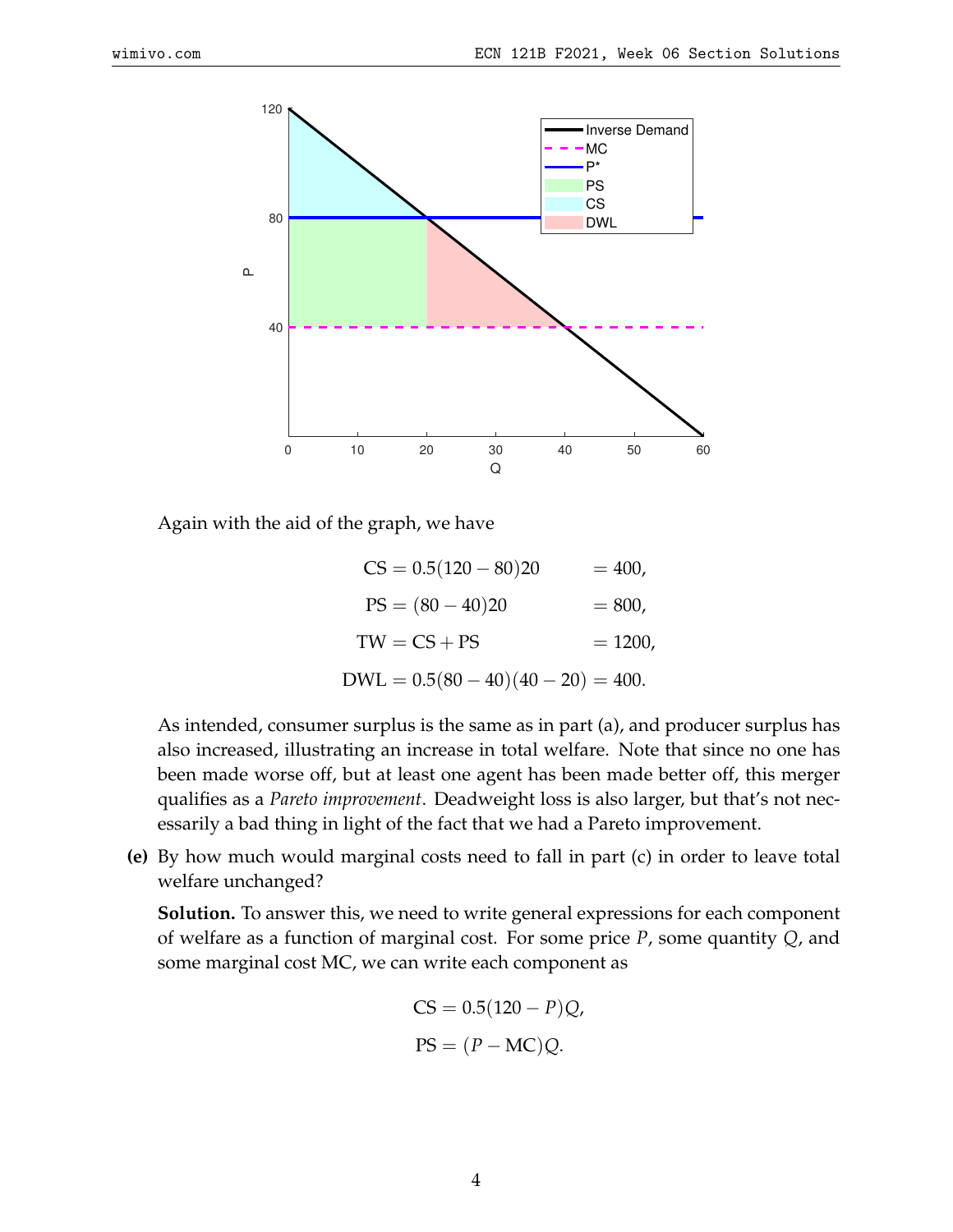Again with the aid of the graph, we have

$$
\begin{aligned}
\text{CS} &= 0.5(120 - 80)20 &&= 400, \\
\text{PS} &= (80 - 40)20 &&= 800, \\
\text{TW} &= \text{CS} + \text{PS} &&= 1200, \\
\text{DWL} &= 0.5(80 - 40)(40 - 20) &&= 400.
\end{aligned}
$$

As intended, consumer surplus is the same as in part (a), and producer surplus has also increased, illustrating an increase in total welfare. Note that since no one has been made worse off, but at least one agent has been made better off, this merger qualifies as a *Pareto improvement*. Deadweight loss is also larger, but that's not necessarily a bad thing in light of the fact that we had a Pareto improvement.

**(e)** By how much would marginal costs need to fall in part (c) in order to leave total welfare unchanged?

**Solution.** To answer this, we need to write general expressions for each component of welfare as a function of marginal cost. For some price $P$, some quantity $Q$, and some marginal cost MC, we can write each component as

$$
\begin{aligned}
\text{CS} &= 0.5(120 - P)Q, \\
\text{PS} &= (P - \text{MC})Q.
\end{aligned}
$$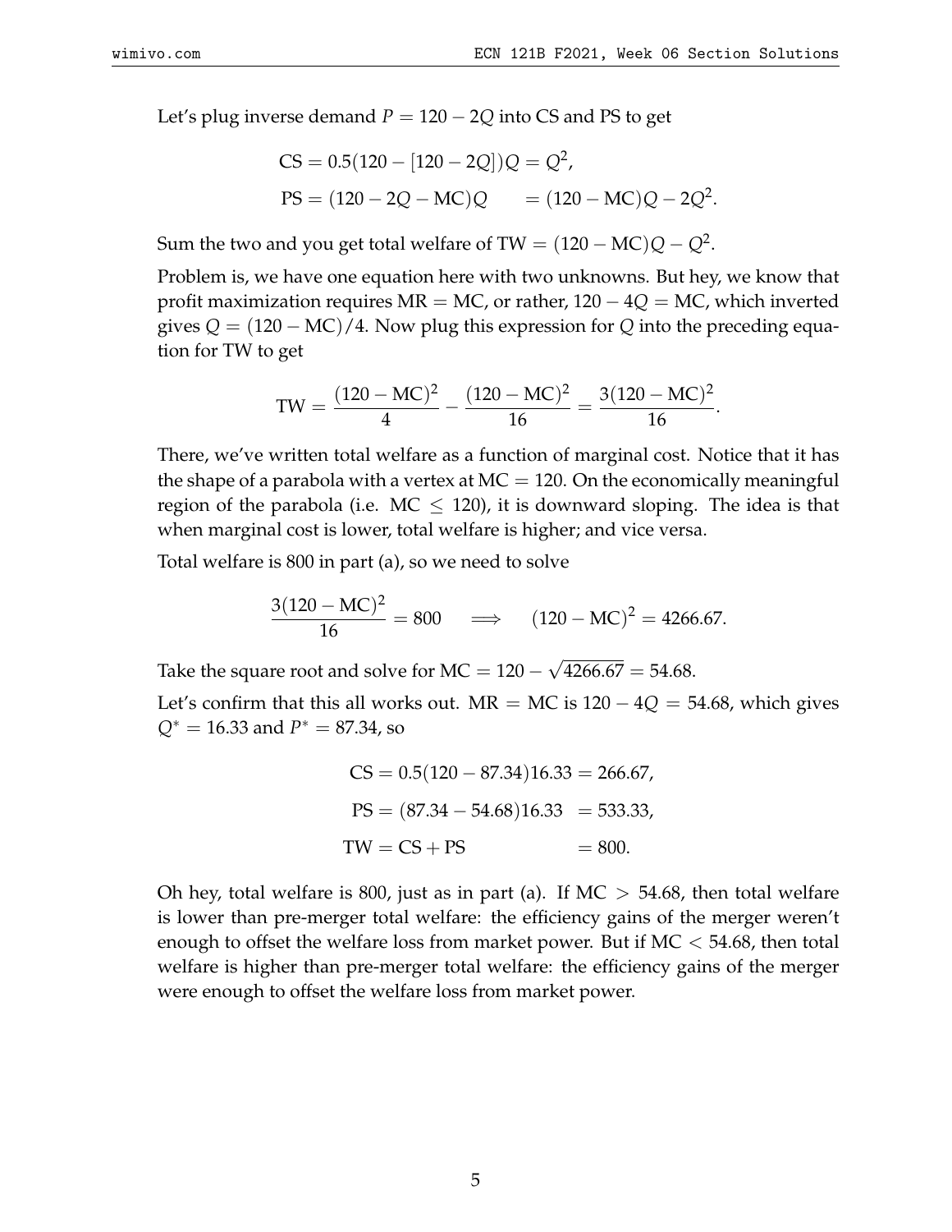Let's plug inverse demand $P = 120 - 2Q$ into CS and PS to get

$$\begin{aligned}
\text{CS} &= 0.5(120 - [120 - 2Q])Q = Q^2, \\
\text{PS} &= (120 - 2Q - \text{MC})Q \qquad = (120 - \text{MC})Q - 2Q^2.
\end{aligned}$$

Sum the two and you get total welfare of $\text{TW} = (120 - \text{MC})Q - Q^2$.

Problem is, we have one equation here with two unknowns. But hey, we know that profit maximization requires MR = MC, or rather, $120 - 4Q = \text{MC}$, which inverted gives $Q = (120 - \text{MC})/4$. Now plug this expression for $Q$ into the preceding equation for TW to get

$$\text{TW} = \frac{(120 - \text{MC})^2}{4} - \frac{(120 - \text{MC})^2}{16} = \frac{3(120 - \text{MC})^2}{16}.$$

There, we've written total welfare as a function of marginal cost. Notice that it has the shape of a parabola with a vertex at $\text{MC} = 120$. On the economically meaningful region of the parabola (i.e. $\text{MC} \leq 120$), it is downward sloping. The idea is that when marginal cost is lower, total welfare is higher; and vice versa.

Total welfare is 800 in part (a), so we need to solve

$$\frac{3(120 - \text{MC})^2}{16} = 800 \quad \Longrightarrow \quad (120 - \text{MC})^2 = 4266.67.$$

Take the square root and solve for $\text{MC} = 120 - \sqrt{4266.67} = 54.68$.

Let's confirm that this all works out. MR = MC is $120 - 4Q = 54.68$, which gives $Q^* = 16.33$ and $P^* = 87.34$, so

$$\begin{aligned}
\text{CS} &= 0.5(120 - 87.34)16.33 = 266.67, \\
\text{PS} &= (87.34 - 54.68)16.33 \quad = 533.33, \\
\text{TW} &= \text{CS} + \text{PS} \qquad\qquad\quad = 800.
\end{aligned}$$

Oh hey, total welfare is 800, just as in part (a). If $\text{MC} > 54.68$, then total welfare is lower than pre-merger total welfare: the efficiency gains of the merger weren't enough to offset the welfare loss from market power. But if $\text{MC} < 54.68$, then total welfare is higher than pre-merger total welfare: the efficiency gains of the merger were enough to offset the welfare loss from market power.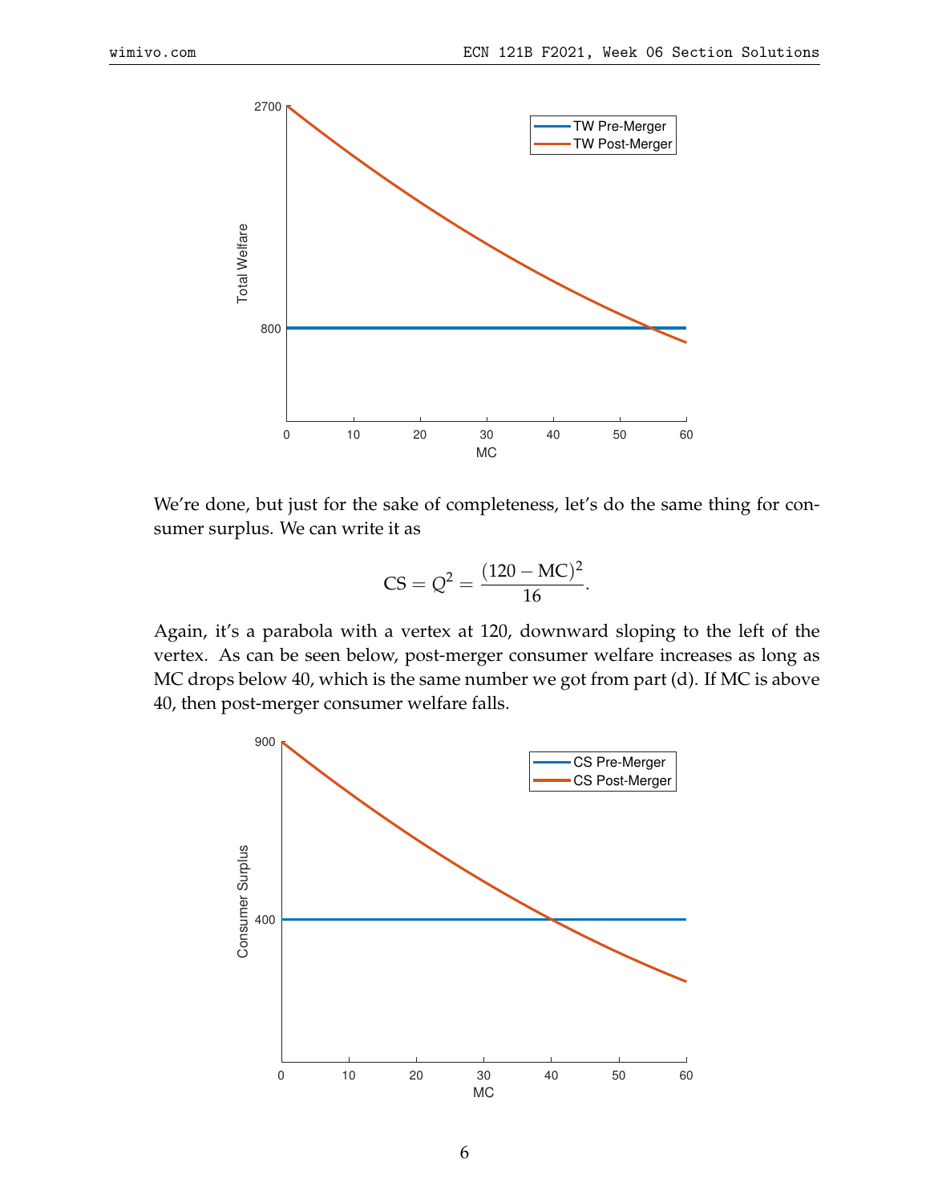We're done, but just for the sake of completeness, let's do the same thing for consumer surplus. We can write it as

$$\text{CS} = Q^2 = \frac{(120 - \text{MC})^2}{16}.$$

Again, it's a parabola with a vertex at 120, downward sloping to the left of the vertex. As can be seen below, post-merger consumer welfare increases as long as MC drops below 40, which is the same number we got from part (d). If MC is above 40, then post-merger consumer welfare falls.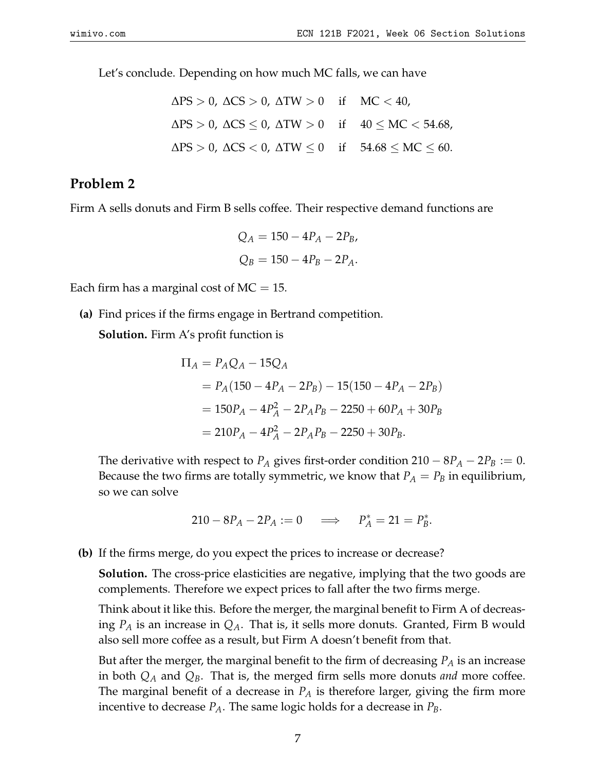Let's conclude. Depending on how much MC falls, we can have

$$
\begin{aligned}
\Delta\text{PS} > 0,\ \Delta\text{CS} > 0,\ \Delta\text{TW} > 0 \quad &\text{if} \quad \text{MC} < 40, \\
\Delta\text{PS} > 0,\ \Delta\text{CS} \leq 0,\ \Delta\text{TW} > 0 \quad &\text{if} \quad 40 \leq \text{MC} < 54.68, \\
\Delta\text{PS} > 0,\ \Delta\text{CS} < 0,\ \Delta\text{TW} \leq 0 \quad &\text{if} \quad 54.68 \leq \text{MC} \leq 60.
\end{aligned}
$$

## Problem 2

Firm A sells donuts and Firm B sells coffee. Their respective demand functions are

$$
\begin{aligned}
Q_A &= 150 - 4P_A - 2P_B, \\
Q_B &= 150 - 4P_B - 2P_A.
\end{aligned}
$$

Each firm has a marginal cost of MC $= 15$.

**(a)** Find prices if the firms engage in Bertrand competition.

**Solution.** Firm A's profit function is

$$
\begin{aligned}
\Pi_A &= P_A Q_A - 15Q_A \\
&= P_A(150 - 4P_A - 2P_B) - 15(150 - 4P_A - 2P_B) \\
&= 150P_A - 4P_A^2 - 2P_A P_B - 2250 + 60P_A + 30P_B \\
&= 210P_A - 4P_A^2 - 2P_A P_B - 2250 + 30P_B.
\end{aligned}
$$

The derivative with respect to $P_A$ gives first-order condition $210 - 8P_A - 2P_B := 0$. Because the two firms are totally symmetric, we know that $P_A = P_B$ in equilibrium, so we can solve

$$
210 - 8P_A - 2P_A := 0 \quad \Longrightarrow \quad P_A^* = 21 = P_B^*.
$$

**(b)** If the firms merge, do you expect the prices to increase or decrease?

**Solution.** The cross-price elasticities are negative, implying that the two goods are complements. Therefore we expect prices to fall after the two firms merge.

Think about it like this. Before the merger, the marginal benefit to Firm A of decreasing $P_A$ is an increase in $Q_A$. That is, it sells more donuts. Granted, Firm B would also sell more coffee as a result, but Firm A doesn't benefit from that.

But after the merger, the marginal benefit to the firm of decreasing $P_A$ is an increase in both $Q_A$ and $Q_B$. That is, the merged firm sells more donuts *and* more coffee. The marginal benefit of a decrease in $P_A$ is therefore larger, giving the firm more incentive to decrease $P_A$. The same logic holds for a decrease in $P_B$.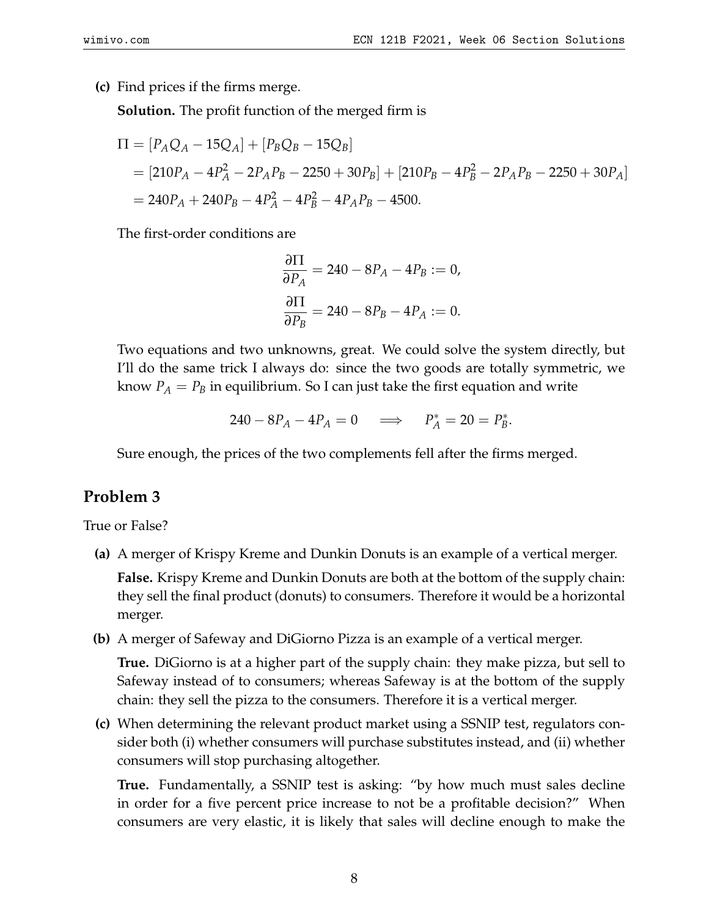**(c)** Find prices if the firms merge.

**Solution.** The profit function of the merged firm is

$$
\begin{aligned}
\Pi &= [P_A Q_A - 15Q_A] + [P_B Q_B - 15Q_B] \\
&= [210P_A - 4P_A^2 - 2P_A P_B - 2250 + 30P_B] + [210P_B - 4P_B^2 - 2P_A P_B - 2250 + 30P_A] \\
&= 240P_A + 240P_B - 4P_A^2 - 4P_B^2 - 4P_A P_B - 4500.
\end{aligned}
$$

The first-order conditions are

$$
\frac{\partial \Pi}{\partial P_A} = 240 - 8P_A - 4P_B := 0,
$$

$$
\frac{\partial \Pi}{\partial P_B} = 240 - 8P_B - 4P_A := 0.
$$

Two equations and two unknowns, great. We could solve the system directly, but I'll do the same trick I always do: since the two goods are totally symmetric, we know $P_A = P_B$ in equilibrium. So I can just take the first equation and write

$$
240 - 8P_A - 4P_A = 0 \quad \Longrightarrow \quad P_A^* = 20 = P_B^*.
$$

Sure enough, the prices of the two complements fell after the firms merged.

## Problem 3

True or False?

**(a)** A merger of Krispy Kreme and Dunkin Donuts is an example of a vertical merger.

**False.** Krispy Kreme and Dunkin Donuts are both at the bottom of the supply chain: they sell the final product (donuts) to consumers. Therefore it would be a horizontal merger.

**(b)** A merger of Safeway and DiGiorno Pizza is an example of a vertical merger.

**True.** DiGiorno is at a higher part of the supply chain: they make pizza, but sell to Safeway instead of to consumers; whereas Safeway is at the bottom of the supply chain: they sell the pizza to the consumers. Therefore it is a vertical merger.

**(c)** When determining the relevant product market using a SSNIP test, regulators consider both (i) whether consumers will purchase substitutes instead, and (ii) whether consumers will stop purchasing altogether.

**True.** Fundamentally, a SSNIP test is asking: "by how much must sales decline in order for a five percent price increase to not be a profitable decision?" When consumers are very elastic, it is likely that sales will decline enough to make the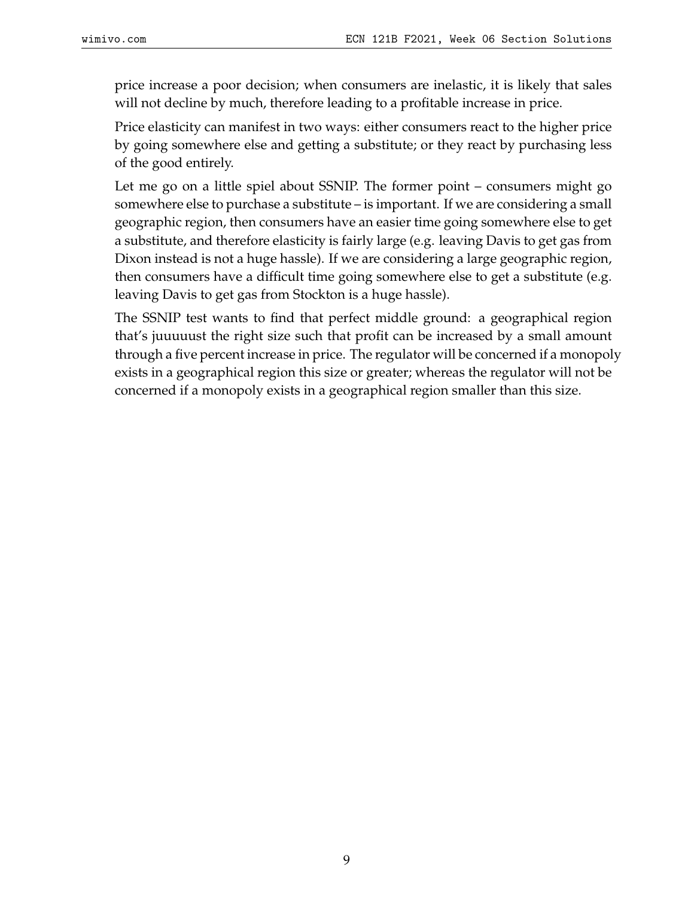price increase a poor decision; when consumers are inelastic, it is likely that sales will not decline by much, therefore leading to a profitable increase in price.

Price elasticity can manifest in two ways: either consumers react to the higher price by going somewhere else and getting a substitute; or they react by purchasing less of the good entirely.

Let me go on a little spiel about SSNIP. The former point – consumers might go somewhere else to purchase a substitute – is important. If we are considering a small geographic region, then consumers have an easier time going somewhere else to get a substitute, and therefore elasticity is fairly large (e.g. leaving Davis to get gas from Dixon instead is not a huge hassle). If we are considering a large geographic region, then consumers have a difficult time going somewhere else to get a substitute (e.g. leaving Davis to get gas from Stockton is a huge hassle).

The SSNIP test wants to find that perfect middle ground: a geographical region that's juuuuust the right size such that profit can be increased by a small amount through a five percent increase in price. The regulator will be concerned if a monopoly exists in a geographical region this size or greater; whereas the regulator will not be concerned if a monopoly exists in a geographical region smaller than this size.